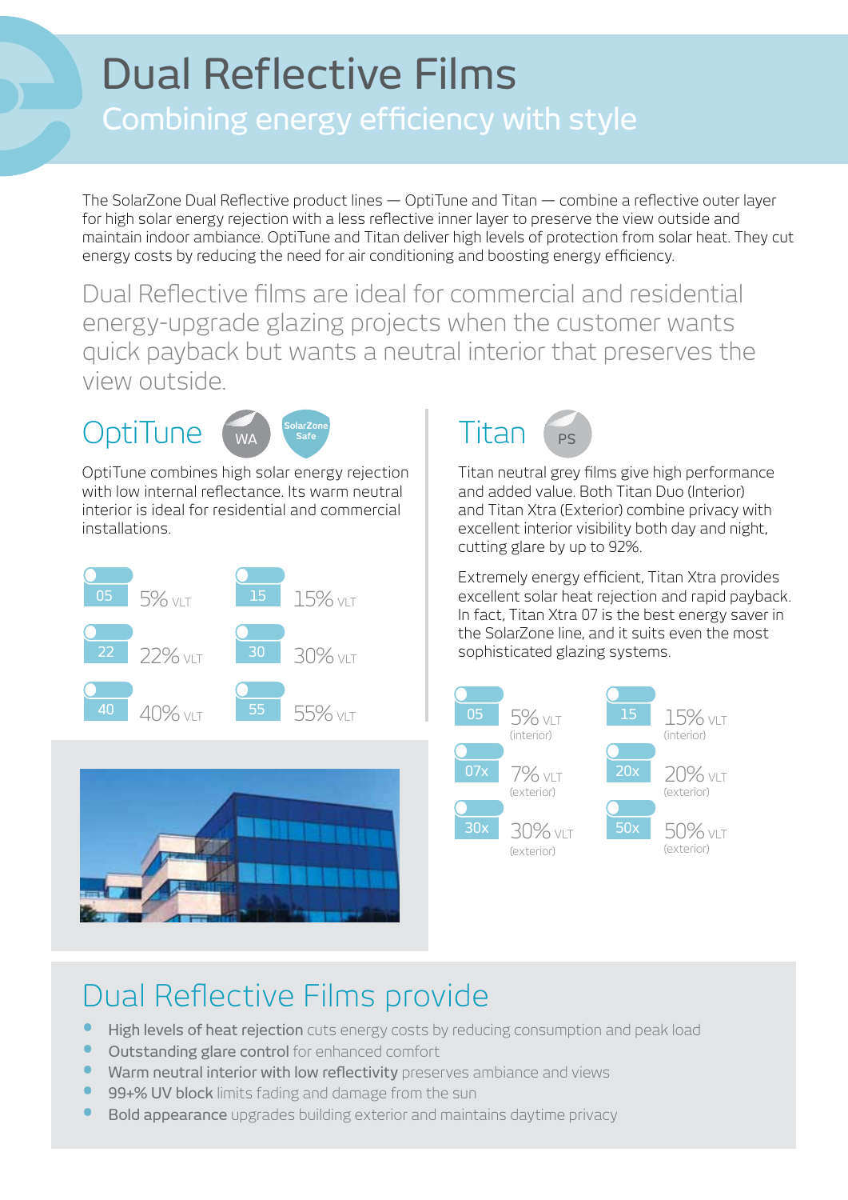# Dual Reflective Films

## Combining energy efficiency with style

The SolarZone Dual Reflective product lines — OptiTune and Titan — combine a reflective outer layer for high solar energy rejection with a less reflective inner layer to preserve the view outside and maintain indoor ambiance. OptiTune and Titan deliver high levels of protection from solar heat. They cut energy costs by reducing the need for air conditioning and boosting energy efficiency.

Dual Reflective films are ideal for commercial and residential energy-upgrade glazing projects when the customer wants quick payback but wants a neutral interior that preserves the view outside.

## OptiTune

WA | SolarZone Safe

OptiTune combines high solar energy rejection with low internal reflectance. Its warm neutral interior is ideal for residential and commercial installations.

- 05 — 5% VLT
- 15 — 15% VLT
- 22 — 22% VLT
- 30 — 30% VLT
- 40 — 40% VLT
- 55 — 55% VLT

## Titan

PS

Titan neutral grey films give high performance and added value. Both Titan Duo (Interior) and Titan Xtra (Exterior) combine privacy with excellent interior visibility both day and night, cutting glare by up to 92%.

Extremely energy efficient, Titan Xtra provides excellent solar heat rejection and rapid payback. In fact, Titan Xtra 07 is the best energy saver in the SolarZone line, and it suits even the most sophisticated glazing systems.

- 05 — 5% VLT (interior)
- 15 — 15% VLT (interior)
- 07x — 7% VLT (exterior)
- 20x — 20% VLT (exterior)
- 30x — 30% VLT (exterior)
- 50x — 50% VLT (exterior)

## Dual Reflective Films provide

- **High levels of heat rejection** cuts energy costs by reducing consumption and peak load
- **Outstanding glare control** for enhanced comfort
- **Warm neutral interior with low reflectivity** preserves ambiance and views
- **99+% UV block** limits fading and damage from the sun
- **Bold appearance** upgrades building exterior and maintains daytime privacy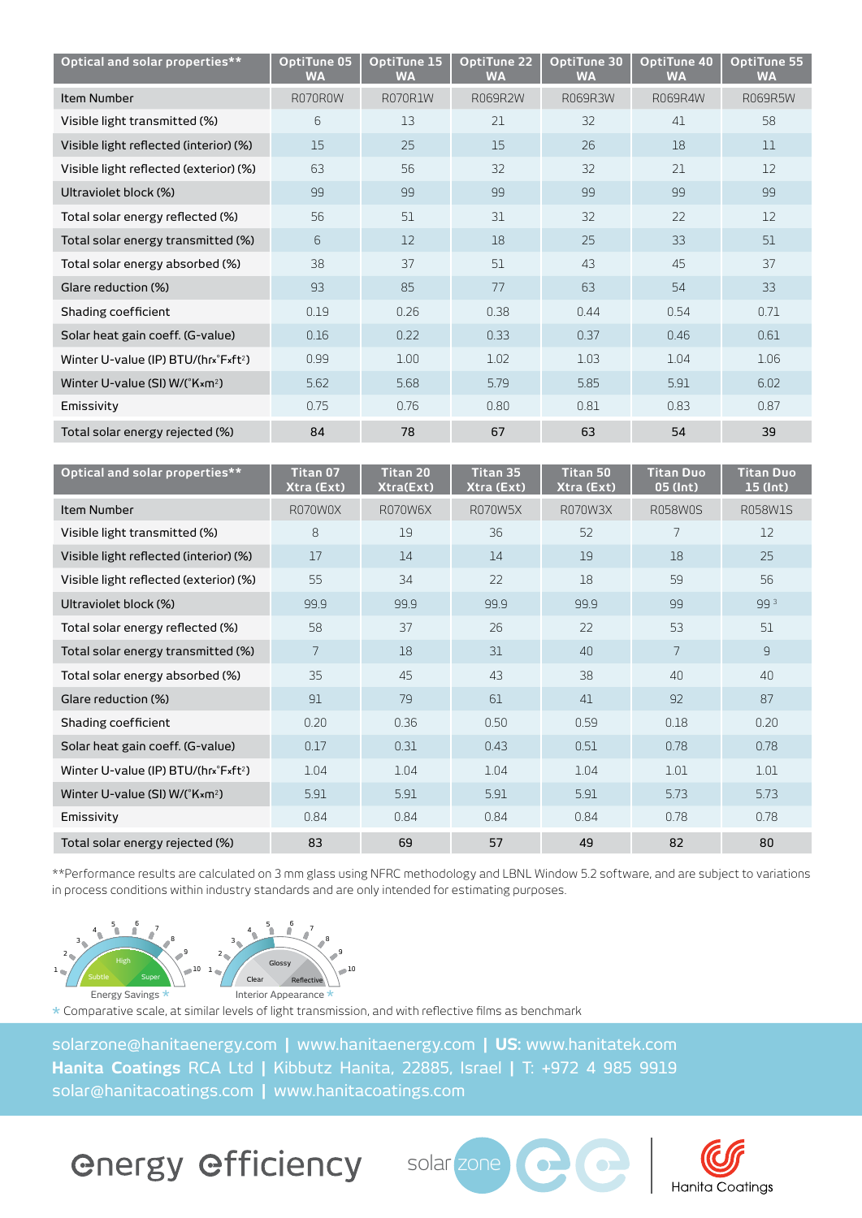| Optical and solar properties** | OptiTune 05 WA | OptiTune 15 WA | OptiTune 22 WA | OptiTune 30 WA | OptiTune 40 WA | OptiTune 55 WA |
|---|---|---|---|---|---|---|
| Item Number | R070R0W | R070R1W | R069R2W | R069R3W | R069R4W | R069R5W |
| Visible light transmitted (%) | 6 | 13 | 21 | 32 | 41 | 58 |
| Visible light reflected (interior) (%) | 15 | 25 | 15 | 26 | 18 | 11 |
| Visible light reflected (exterior) (%) | 63 | 56 | 32 | 32 | 21 | 12 |
| Ultraviolet block (%) | 99 | 99 | 99 | 99 | 99 | 99 |
| Total solar energy reflected (%) | 56 | 51 | 31 | 32 | 22 | 12 |
| Total solar energy transmitted (%) | 6 | 12 | 18 | 25 | 33 | 51 |
| Total solar energy absorbed (%) | 38 | 37 | 51 | 43 | 45 | 37 |
| Glare reduction (%) | 93 | 85 | 77 | 63 | 54 | 33 |
| Shading coefficient | 0.19 | 0.26 | 0.38 | 0.44 | 0.54 | 0.71 |
| Solar heat gain coeff. (G-value) | 0.16 | 0.22 | 0.33 | 0.37 | 0.46 | 0.61 |
| Winter U-value (IP) BTU/(hr×°F×ft²) | 0.99 | 1.00 | 1.02 | 1.03 | 1.04 | 1.06 |
| Winter U-value (SI) W/(°K×m²) | 5.62 | 5.68 | 5.79 | 5.85 | 5.91 | 6.02 |
| Emissivity | 0.75 | 0.76 | 0.80 | 0.81 | 0.83 | 0.87 |
| Total solar energy rejected (%) | 84 | 78 | 67 | 63 | 54 | 39 |

| Optical and solar properties** | Titan 07 Xtra (Ext) | Titan 20 Xtra(Ext) | Titan 35 Xtra (Ext) | Titan 50 Xtra (Ext) | Titan Duo 05 (Int) | Titan Duo 15 (Int) |
|---|---|---|---|---|---|---|
| Item Number | R070W0X | R070W6X | R070W5X | R070W3X | R058W0S | R058W1S |
| Visible light transmitted (%) | 8 | 19 | 36 | 52 | 7 | 12 |
| Visible light reflected (interior) (%) | 17 | 14 | 14 | 19 | 18 | 25 |
| Visible light reflected (exterior) (%) | 55 | 34 | 22 | 18 | 59 | 56 |
| Ultraviolet block (%) | 99.9 | 99.9 | 99.9 | 99.9 | 99 | 99 [3] |
| Total solar energy reflected (%) | 58 | 37 | 26 | 22 | 53 | 51 |
| Total solar energy transmitted (%) | 7 | 18 | 31 | 40 | 7 | 9 |
| Total solar energy absorbed (%) | 35 | 45 | 43 | 38 | 40 | 40 |
| Glare reduction (%) | 91 | 79 | 61 | 41 | 92 | 87 |
| Shading coefficient | 0.20 | 0.36 | 0.50 | 0.59 | 0.18 | 0.20 |
| Solar heat gain coeff. (G-value) | 0.17 | 0.31 | 0.43 | 0.51 | 0.78 | 0.78 |
| Winter U-value (IP) BTU/(hr×°F×ft²) | 1.04 | 1.04 | 1.04 | 1.04 | 1.01 | 1.01 |
| Winter U-value (SI) W/(°K×m²) | 5.91 | 5.91 | 5.91 | 5.91 | 5.73 | 5.73 |
| Emissivity | 0.84 | 0.84 | 0.84 | 0.84 | 0.78 | 0.78 |
| Total solar energy rejected (%) | 83 | 69 | 57 | 49 | 82 | 80 |

**Performance results are calculated on 3 mm glass using NFRC methodology and LBNL Window 5.2 software, and are subject to variations in process conditions within industry standards and are only intended for estimating purposes.

1 2 3 4 5 6 7 8 9 10
Subtle High Super
Energy Savings *

1 2 3 4 5 6 7 8 9 10
Clear Glossy Reflective
Interior Appearance *

* Comparative scale, at similar levels of light transmission, and with reflective films as benchmark

solarzone@hanitaenergy.com | www.hanitaenergy.com | **US:** www.hanitatek.com
**Hanita Coatings** RCA Ltd | Kibbutz Hanita, 22885, Israel | T: +972 4 985 9919
solar@hanitacoatings.com | www.hanitacoatings.com

energy efficiency

solar zone

Hanita Coatings